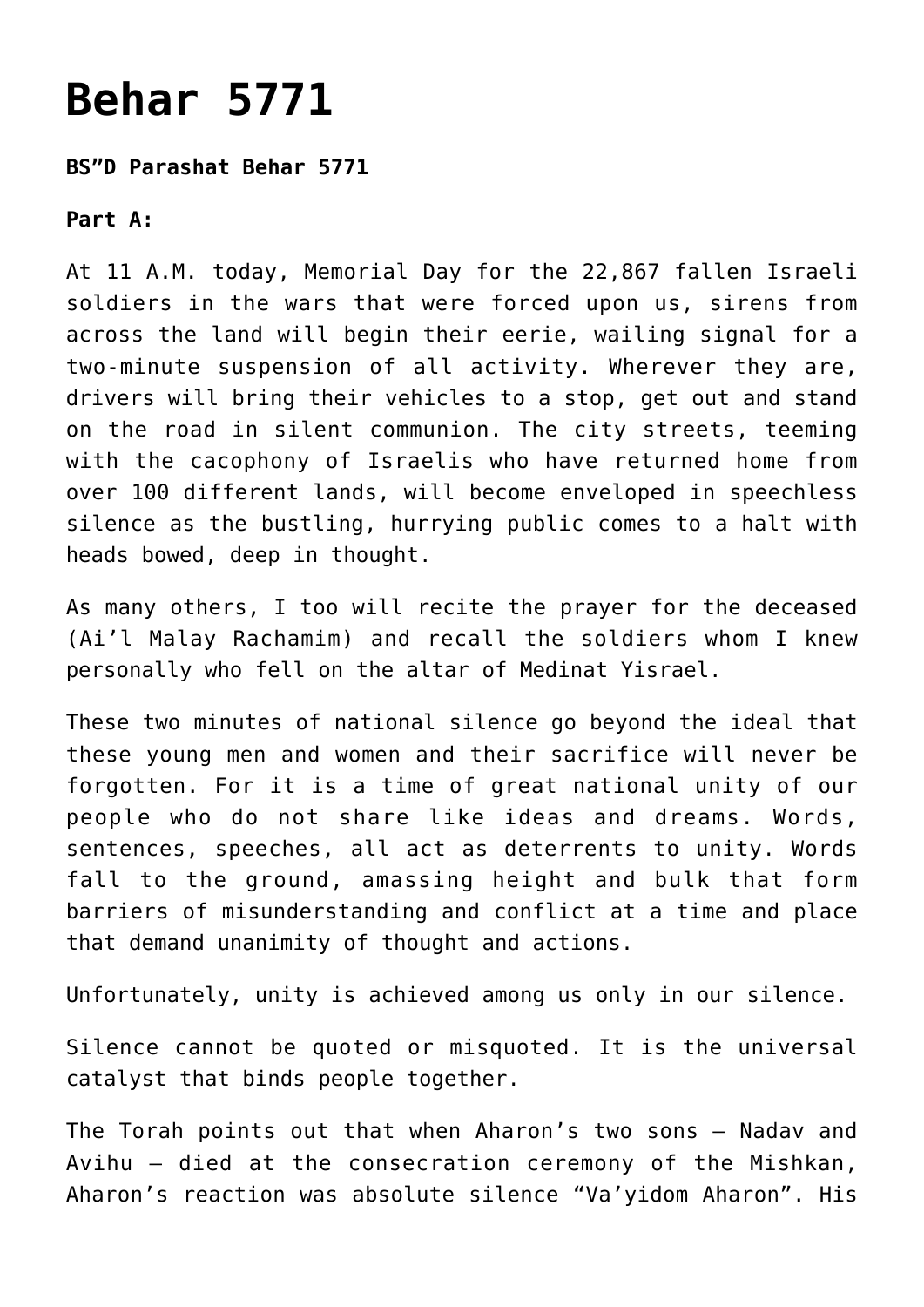# Behar 5771

**BS"D Parashat Behar 5771**

**Part A:**

At 11 A.M. today, Memorial Day for the 22,867 fallen Israeli soldiers in the wars that were forced upon us, sirens from across the land will begin their eerie, wailing signal for a two-minute suspension of all activity. Wherever they are, drivers will bring their vehicles to a stop, get out and stand on the road in silent communion. The city streets, teeming with the cacophony of Israelis who have returned home from over 100 different lands, will become enveloped in speechless silence as the bustling, hurrying public comes to a halt with heads bowed, deep in thought.

As many others, I too will recite the prayer for the deceased (Ai'l Malay Rachamim) and recall the soldiers whom I knew personally who fell on the altar of Medinat Yisrael.

These two minutes of national silence go beyond the ideal that these young men and women and their sacrifice will never be forgotten. For it is a time of great national unity of our people who do not share like ideas and dreams. Words, sentences, speeches, all act as deterrents to unity. Words fall to the ground, amassing height and bulk that form barriers of misunderstanding and conflict at a time and place that demand unanimity of thought and actions.

Unfortunately, unity is achieved among us only in our silence.

Silence cannot be quoted or misquoted. It is the universal catalyst that binds people together.

The Torah points out that when Aharon's two sons – Nadav and Avihu – died at the consecration ceremony of the Mishkan, Aharon's reaction was absolute silence "Va'yidom Aharon". His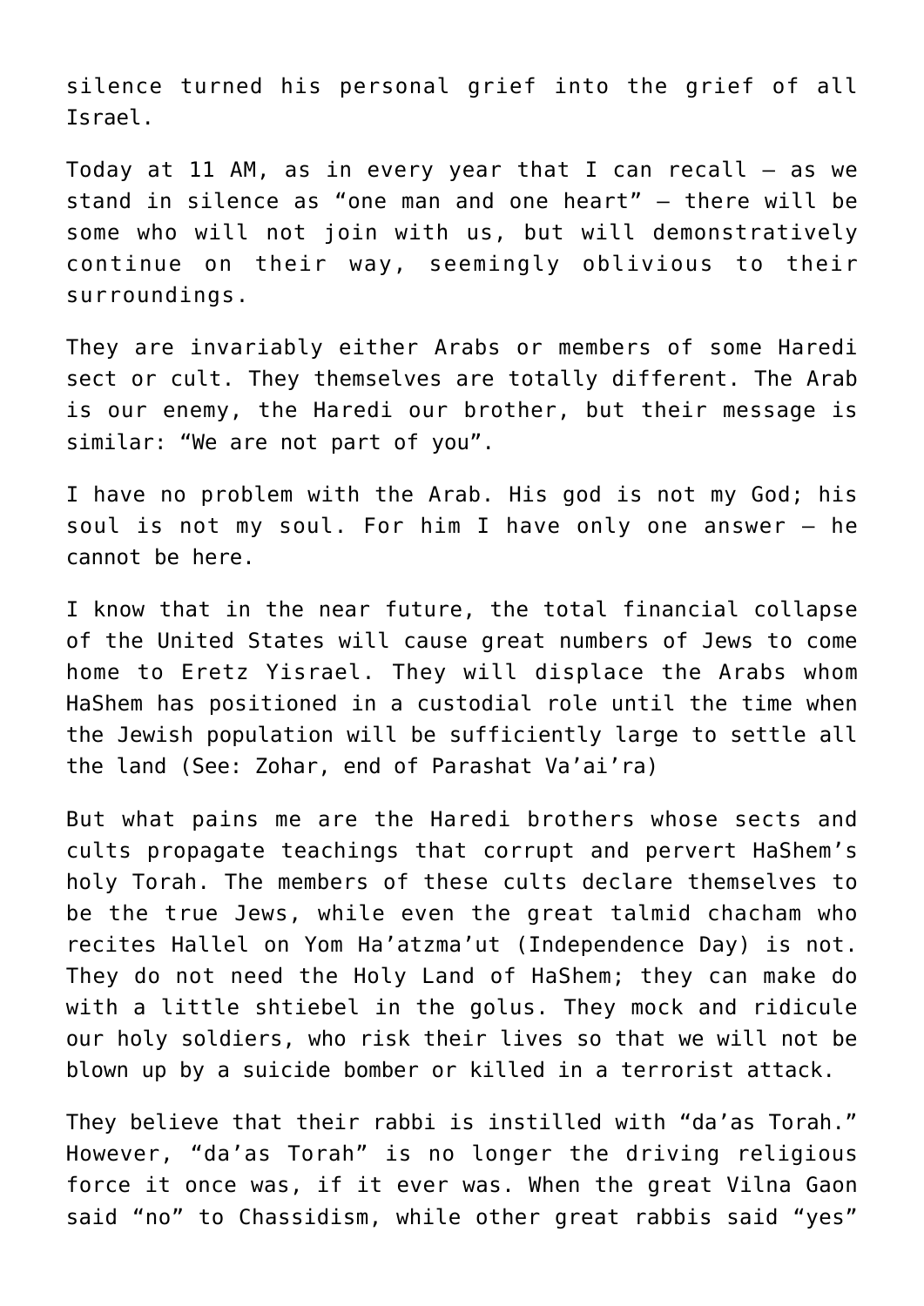silence turned his personal grief into the grief of all Israel.

Today at 11 AM, as in every year that I can recall – as we stand in silence as “one man and one heart” – there will be some who will not join with us, but will demonstratively continue on their way, seemingly oblivious to their surroundings.

They are invariably either Arabs or members of some Haredi sect or cult. They themselves are totally different. The Arab is our enemy, the Haredi our brother, but their message is similar: “We are not part of you”.

I have no problem with the Arab. His god is not my God; his soul is not my soul. For him I have only one answer – he cannot be here.

I know that in the near future, the total financial collapse of the United States will cause great numbers of Jews to come home to Eretz Yisrael. They will displace the Arabs whom HaShem has positioned in a custodial role until the time when the Jewish population will be sufficiently large to settle all the land (See: Zohar, end of Parashat Va’ai’ra)

But what pains me are the Haredi brothers whose sects and cults propagate teachings that corrupt and pervert HaShem’s holy Torah. The members of these cults declare themselves to be the true Jews, while even the great talmid chacham who recites Hallel on Yom Ha’atzma’ut (Independence Day) is not. They do not need the Holy Land of HaShem; they can make do with a little shtiebel in the golus. They mock and ridicule our holy soldiers, who risk their lives so that we will not be blown up by a suicide bomber or killed in a terrorist attack.

They believe that their rabbi is instilled with “da’as Torah.” However, “da’as Torah” is no longer the driving religious force it once was, if it ever was. When the great Vilna Gaon said “no” to Chassidism, while other great rabbis said “yes”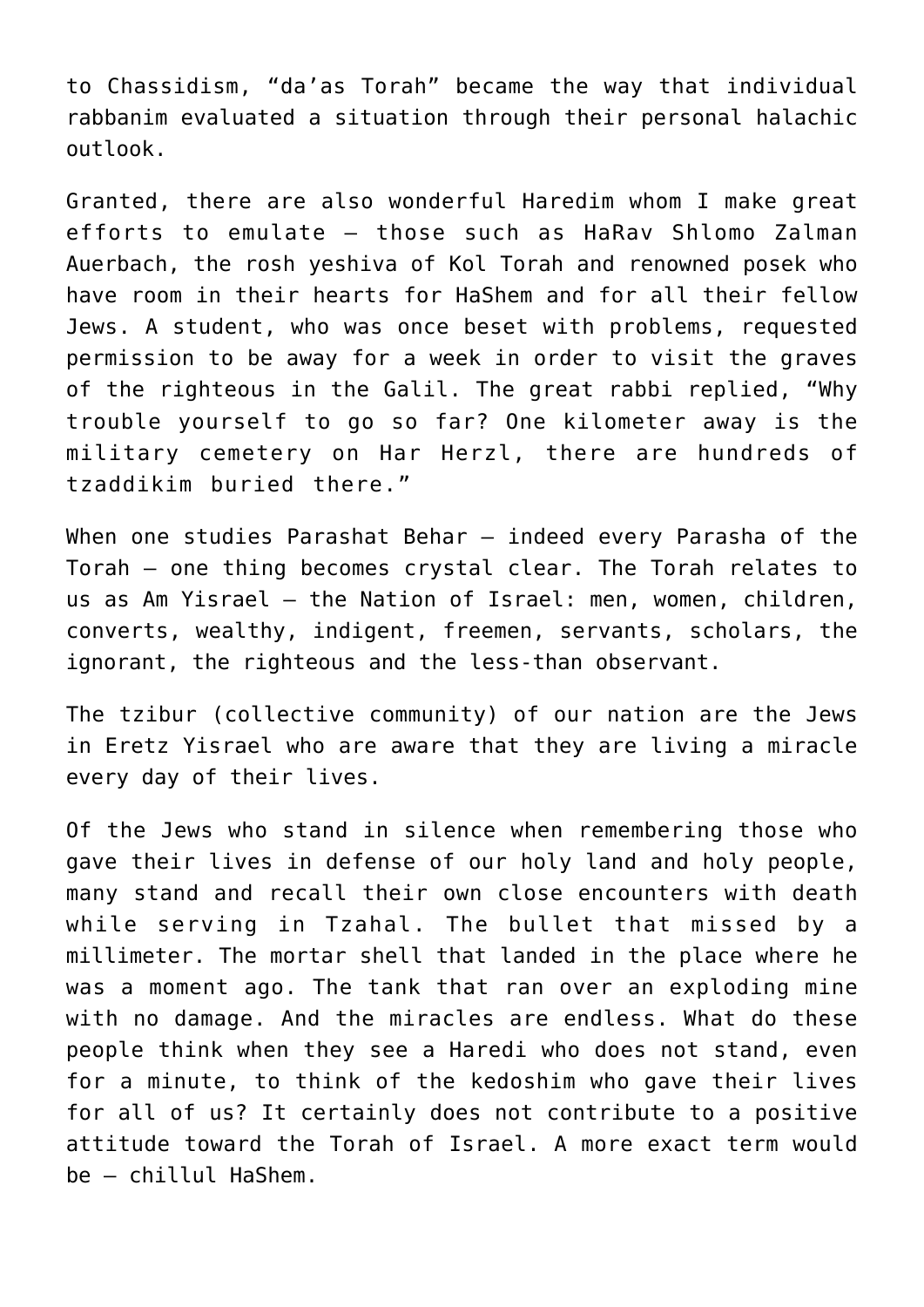to Chassidism, "da'as Torah" became the way that individual rabbanim evaluated a situation through their personal halachic outlook.

Granted, there are also wonderful Haredim whom I make great efforts to emulate – those such as HaRav Shlomo Zalman Auerbach, the rosh yeshiva of Kol Torah and renowned posek who have room in their hearts for HaShem and for all their fellow Jews. A student, who was once beset with problems, requested permission to be away for a week in order to visit the graves of the righteous in the Galil. The great rabbi replied, "Why trouble yourself to go so far? One kilometer away is the military cemetery on Har Herzl, there are hundreds of tzaddikim buried there."

When one studies Parashat Behar – indeed every Parasha of the Torah – one thing becomes crystal clear. The Torah relates to us as Am Yisrael – the Nation of Israel: men, women, children, converts, wealthy, indigent, freemen, servants, scholars, the ignorant, the righteous and the less-than observant.

The tzibur (collective community) of our nation are the Jews in Eretz Yisrael who are aware that they are living a miracle every day of their lives.

Of the Jews who stand in silence when remembering those who gave their lives in defense of our holy land and holy people, many stand and recall their own close encounters with death while serving in Tzahal. The bullet that missed by a millimeter. The mortar shell that landed in the place where he was a moment ago. The tank that ran over an exploding mine with no damage. And the miracles are endless. What do these people think when they see a Haredi who does not stand, even for a minute, to think of the kedoshim who gave their lives for all of us? It certainly does not contribute to a positive attitude toward the Torah of Israel. A more exact term would be – chillul HaShem.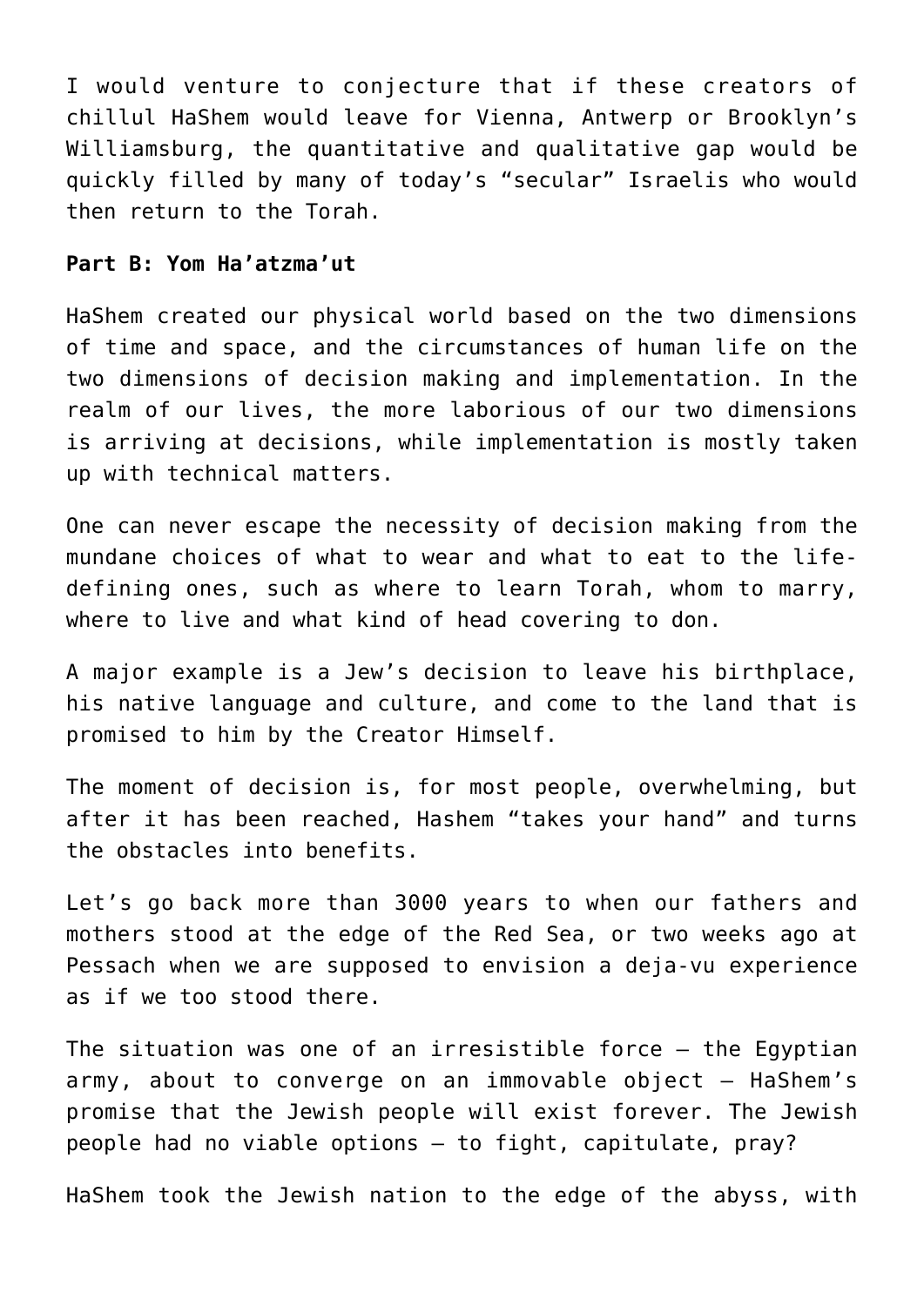I would venture to conjecture that if these creators of chillul HaShem would leave for Vienna, Antwerp or Brooklyn's Williamsburg, the quantitative and qualitative gap would be quickly filled by many of today's "secular" Israelis who would then return to the Torah.

**Part B: Yom Ha'atzma'ut**

HaShem created our physical world based on the two dimensions of time and space, and the circumstances of human life on the two dimensions of decision making and implementation. In the realm of our lives, the more laborious of our two dimensions is arriving at decisions, while implementation is mostly taken up with technical matters.

One can never escape the necessity of decision making from the mundane choices of what to wear and what to eat to the life-defining ones, such as where to learn Torah, whom to marry, where to live and what kind of head covering to don.

A major example is a Jew's decision to leave his birthplace, his native language and culture, and come to the land that is promised to him by the Creator Himself.

The moment of decision is, for most people, overwhelming, but after it has been reached, Hashem "takes your hand" and turns the obstacles into benefits.

Let's go back more than 3000 years to when our fathers and mothers stood at the edge of the Red Sea, or two weeks ago at Pessach when we are supposed to envision a deja-vu experience as if we too stood there.

The situation was one of an irresistible force – the Egyptian army, about to converge on an immovable object – HaShem's promise that the Jewish people will exist forever. The Jewish people had no viable options – to fight, capitulate, pray?

HaShem took the Jewish nation to the edge of the abyss, with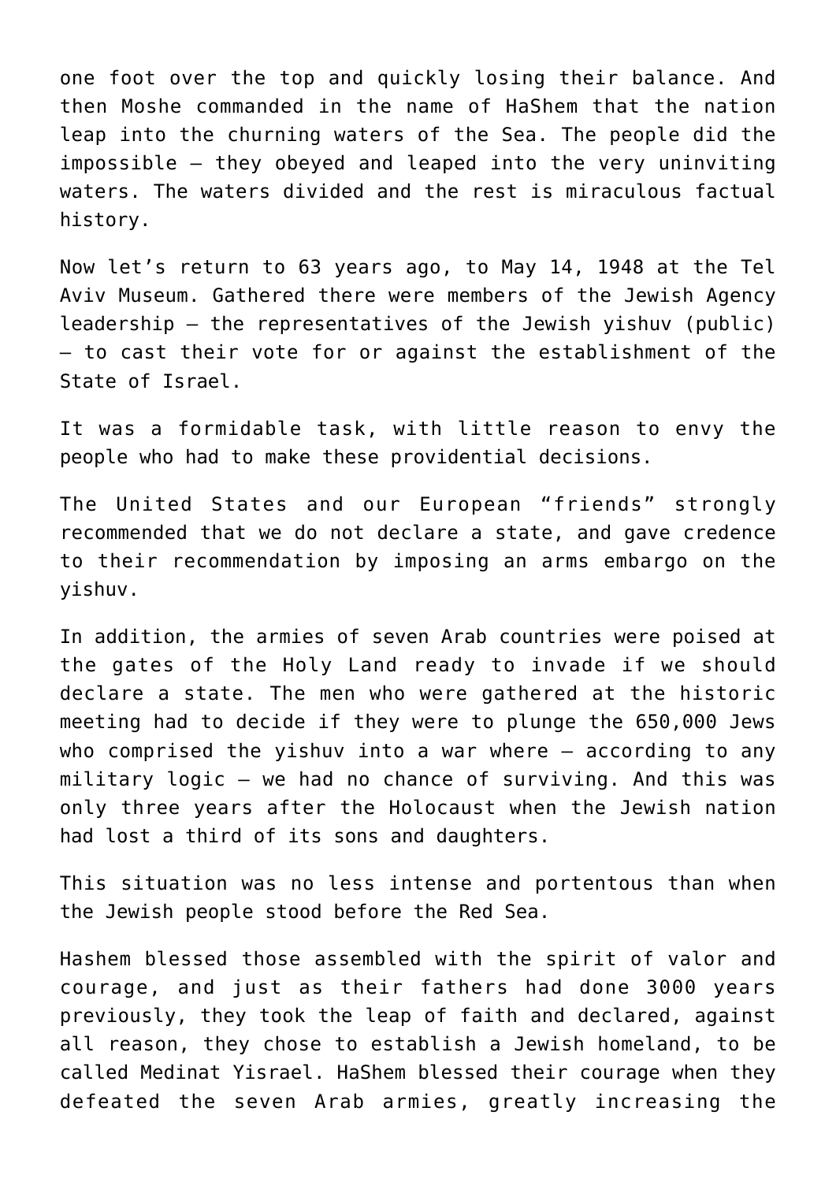one foot over the top and quickly losing their balance. And then Moshe commanded in the name of HaShem that the nation leap into the churning waters of the Sea. The people did the impossible – they obeyed and leaped into the very uninviting waters. The waters divided and the rest is miraculous factual history.

Now let's return to 63 years ago, to May 14, 1948 at the Tel Aviv Museum. Gathered there were members of the Jewish Agency leadership – the representatives of the Jewish yishuv (public) – to cast their vote for or against the establishment of the State of Israel.

It was a formidable task, with little reason to envy the people who had to make these providential decisions.

The United States and our European "friends" strongly recommended that we do not declare a state, and gave credence to their recommendation by imposing an arms embargo on the yishuv.

In addition, the armies of seven Arab countries were poised at the gates of the Holy Land ready to invade if we should declare a state. The men who were gathered at the historic meeting had to decide if they were to plunge the 650,000 Jews who comprised the yishuv into a war where – according to any military logic – we had no chance of surviving. And this was only three years after the Holocaust when the Jewish nation had lost a third of its sons and daughters.

This situation was no less intense and portentous than when the Jewish people stood before the Red Sea.

Hashem blessed those assembled with the spirit of valor and courage, and just as their fathers had done 3000 years previously, they took the leap of faith and declared, against all reason, they chose to establish a Jewish homeland, to be called Medinat Yisrael. HaShem blessed their courage when they defeated the seven Arab armies, greatly increasing the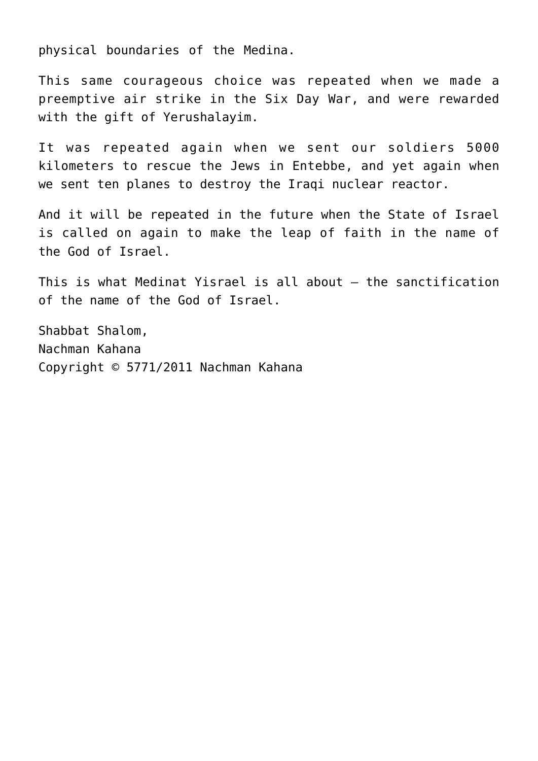physical boundaries of the Medina.

This same courageous choice was repeated when we made a preemptive air strike in the Six Day War, and were rewarded with the gift of Yerushalayim.

It was repeated again when we sent our soldiers 5000 kilometers to rescue the Jews in Entebbe, and yet again when we sent ten planes to destroy the Iraqi nuclear reactor.

And it will be repeated in the future when the State of Israel is called on again to make the leap of faith in the name of the God of Israel.

This is what Medinat Yisrael is all about – the sanctification of the name of the God of Israel.

Shabbat Shalom,
Nachman Kahana
Copyright © 5771/2011 Nachman Kahana